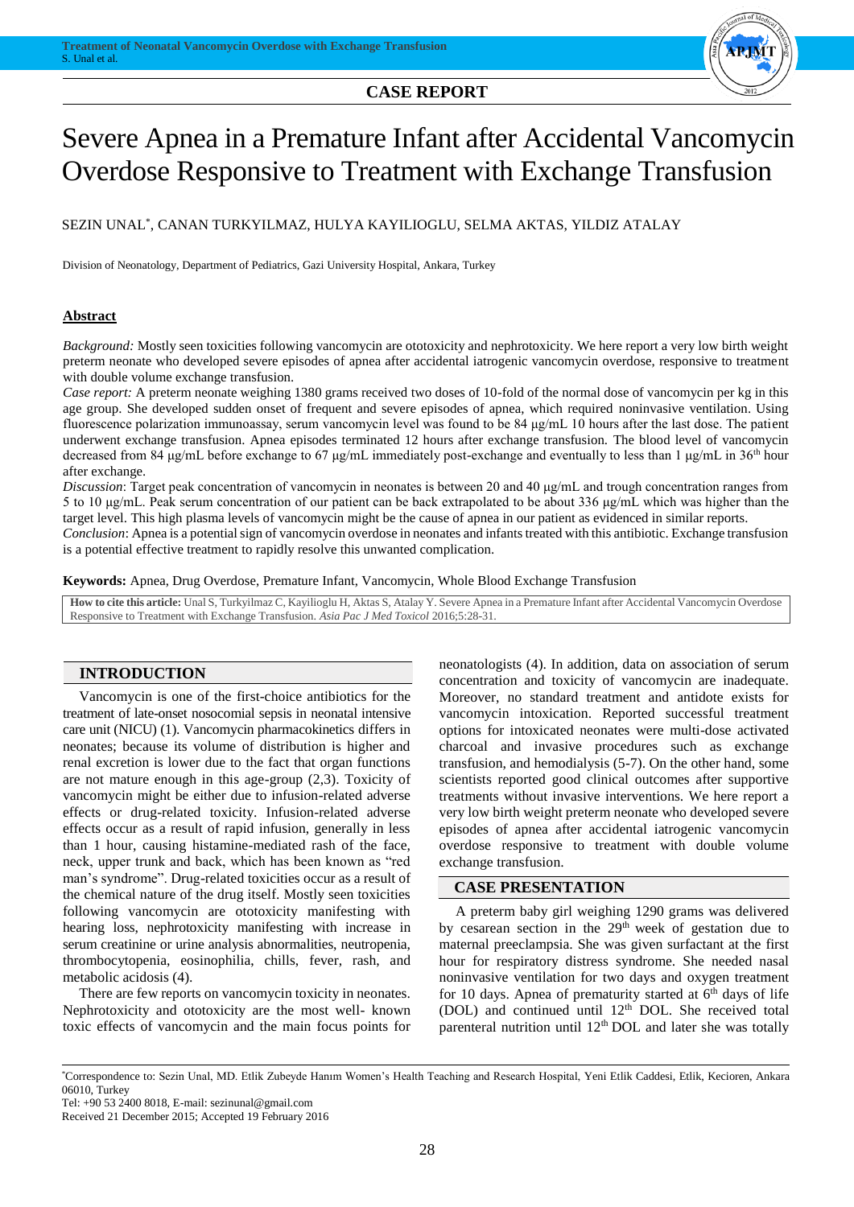CASE REPORT

# Severe Apnea in a Premature Infant after Accidental Vancomycin Overdose Responsive to Treatment with Exchange Transfusion

SEZIN UNAL[*], CANAN TURKYILMAZ, HULYA KAYILIOGLU, SELMA AKTAS, YILDIZ ATALAY

Division of Neonatology, Department of Pediatrics, Gazi University Hospital, Ankara, Turkey

## Abstract

*Background:* Mostly seen toxicities following vancomycin are ototoxicity and nephrotoxicity. We here report a very low birth weight preterm neonate who developed severe episodes of apnea after accidental iatrogenic vancomycin overdose, responsive to treatment with double volume exchange transfusion.

*Case report:* A preterm neonate weighing 1380 grams received two doses of 10-fold of the normal dose of vancomycin per kg in this age group. She developed sudden onset of frequent and severe episodes of apnea, which required noninvasive ventilation. Using fluorescence polarization immunoassay, serum vancomycin level was found to be 84 µg/mL 10 hours after the last dose. The patient underwent exchange transfusion. Apnea episodes terminated 12 hours after exchange transfusion. The blood level of vancomycin decreased from 84 µg/mL before exchange to 67 µg/mL immediately post-exchange and eventually to less than 1 µg/mL in 36[th] hour after exchange.

*Discussion*: Target peak concentration of vancomycin in neonates is between 20 and 40 µg/mL and trough concentration ranges from 5 to 10 µg/mL. Peak serum concentration of our patient can be back extrapolated to be about 336 µg/mL which was higher than the target level. This high plasma levels of vancomycin might be the cause of apnea in our patient as evidenced in similar reports.

*Conclusion*: Apnea is a potential sign of vancomycin overdose in neonates and infants treated with this antibiotic. Exchange transfusion is a potential effective treatment to rapidly resolve this unwanted complication.

**Keywords:** Apnea, Drug Overdose, Premature Infant, Vancomycin, Whole Blood Exchange Transfusion

**How to cite this article:** Unal S, Turkyilmaz C, Kayilioglu H, Aktas S, Atalay Y. Severe Apnea in a Premature Infant after Accidental Vancomycin Overdose Responsive to Treatment with Exchange Transfusion. *Asia Pac J Med Toxicol* 2016;5:28-31.

## INTRODUCTION

Vancomycin is one of the first-choice antibiotics for the treatment of late-onset nosocomial sepsis in neonatal intensive care unit (NICU) (1). Vancomycin pharmacokinetics differs in neonates; because its volume of distribution is higher and renal excretion is lower due to the fact that organ functions are not mature enough in this age-group (2,3). Toxicity of vancomycin might be either due to infusion-related adverse effects or drug-related toxicity. Infusion-related adverse effects occur as a result of rapid infusion, generally in less than 1 hour, causing histamine-mediated rash of the face, neck, upper trunk and back, which has been known as "red man's syndrome". Drug-related toxicities occur as a result of the chemical nature of the drug itself. Mostly seen toxicities following vancomycin are ototoxicity manifesting with hearing loss, nephrotoxicity manifesting with increase in serum creatinine or urine analysis abnormalities, neutropenia, thrombocytopenia, eosinophilia, chills, fever, rash, and metabolic acidosis (4).

There are few reports on vancomycin toxicity in neonates. Nephrotoxicity and ototoxicity are the most well- known toxic effects of vancomycin and the main focus points for neonatologists (4). In addition, data on association of serum concentration and toxicity of vancomycin are inadequate. Moreover, no standard treatment and antidote exists for vancomycin intoxication. Reported successful treatment options for intoxicated neonates were multi-dose activated charcoal and invasive procedures such as exchange transfusion, and hemodialysis (5-7). On the other hand, some scientists reported good clinical outcomes after supportive treatments without invasive interventions. We here report a very low birth weight preterm neonate who developed severe episodes of apnea after accidental iatrogenic vancomycin overdose responsive to treatment with double volume exchange transfusion.

## CASE PRESENTATION

A preterm baby girl weighing 1290 grams was delivered by cesarean section in the 29[th] week of gestation due to maternal preeclampsia. She was given surfactant at the first hour for respiratory distress syndrome. She needed nasal noninvasive ventilation for two days and oxygen treatment for 10 days. Apnea of prematurity started at 6[th] days of life (DOL) and continued until 12[th] DOL. She received total parenteral nutrition until 12[th] DOL and later she was totally

[*]Correspondence to: Sezin Unal, MD. Etlik Zubeyde Hanım Women's Health Teaching and Research Hospital, Yeni Etlik Caddesi, Etlik, Kecioren, Ankara 06010, Turkey

Tel: +90 53 2400 8018, E-mail: sezinunal@gmail.com

Received 21 December 2015; Accepted 19 February 2016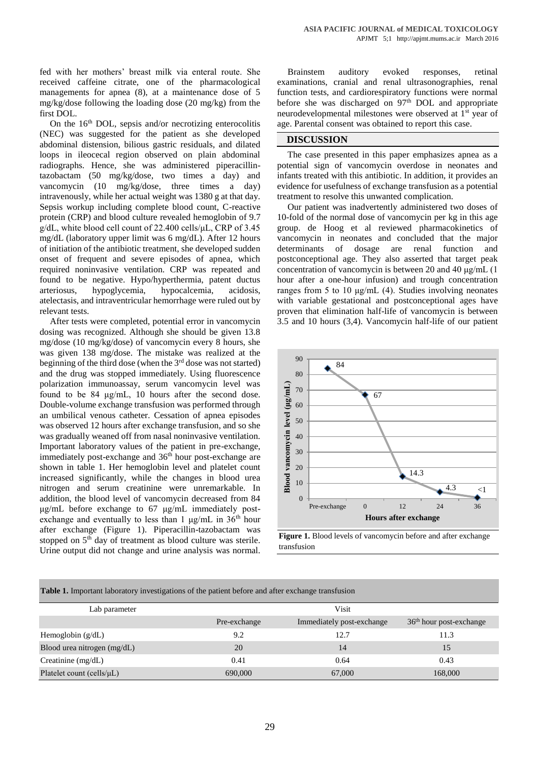fed with her mothers' breast milk via enteral route. She received caffeine citrate, one of the pharmacological managements for apnea (8), at a maintenance dose of 5 mg/kg/dose following the loading dose (20 mg/kg) from the first DOL.

On the 16th DOL, sepsis and/or necrotizing enterocolitis (NEC) was suggested for the patient as she developed abdominal distension, bilious gastric residuals, and dilated loops in ileocecal region observed on plain abdominal radiographs. Hence, she was administered piperacillin-tazobactam (50 mg/kg/dose, two times a day) and vancomycin (10 mg/kg/dose, three times a day) intravenously, while her actual weight was 1380 g at that day. Sepsis workup including complete blood count, C-reactive protein (CRP) and blood culture revealed hemoglobin of 9.7 g/dL, white blood cell count of 22.400 cells/µL, CRP of 3.45 mg/dL (laboratory upper limit was 6 mg/dL). After 12 hours of initiation of the antibiotic treatment, she developed sudden onset of frequent and severe episodes of apnea, which required noninvasive ventilation. CRP was repeated and found to be negative. Hypo/hyperthermia, patent ductus arteriosus, hypoglycemia, hypocalcemia, acidosis, atelectasis, and intraventricular hemorrhage were ruled out by relevant tests.

After tests were completed, potential error in vancomycin dosing was recognized. Although she should be given 13.8 mg/dose (10 mg/kg/dose) of vancomycin every 8 hours, she was given 138 mg/dose. The mistake was realized at the beginning of the third dose (when the 3rd dose was not started) and the drug was stopped immediately. Using fluorescence polarization immunoassay, serum vancomycin level was found to be 84 µg/mL, 10 hours after the second dose. Double-volume exchange transfusion was performed through an umbilical venous catheter. Cessation of apnea episodes was observed 12 hours after exchange transfusion, and so she was gradually weaned off from nasal noninvasive ventilation. Important laboratory values of the patient in pre-exchange, immediately post-exchange and 36th hour post-exchange are shown in table 1. Her hemoglobin level and platelet count increased significantly, while the changes in blood urea nitrogen and serum creatinine were unremarkable. In addition, the blood level of vancomycin decreased from 84 µg/mL before exchange to 67 µg/mL immediately post-exchange and eventually to less than 1 µg/mL in 36th hour after exchange (Figure 1). Piperacillin-tazobactam was stopped on 5th day of treatment as blood culture was sterile. Urine output did not change and urine analysis was normal.

Brainstem auditory evoked responses, retinal examinations, cranial and renal ultrasonographies, renal function tests, and cardiorespiratory functions were normal before she was discharged on 97th DOL and appropriate neurodevelopmental milestones were observed at 1st year of age. Parental consent was obtained to report this case.

## DISCUSSION

The case presented in this paper emphasizes apnea as a potential sign of vancomycin overdose in neonates and infants treated with this antibiotic. In addition, it provides an evidence for usefulness of exchange transfusion as a potential treatment to resolve this unwanted complication.

Our patient was inadvertently administered two doses of 10-fold of the normal dose of vancomycin per kg in this age group. de Hoog et al reviewed pharmacokinetics of vancomycin in neonates and concluded that the major determinants of dosage are renal function and postconceptional age. They also asserted that target peak concentration of vancomycin is between 20 and 40 µg/mL (1 hour after a one-hour infusion) and trough concentration ranges from 5 to 10 µg/mL (4). Studies involving neonates with variable gestational and postconceptional ages have proven that elimination half-life of vancomycin is between 3.5 and 10 hours (3,4). Vancomycin half-life of our patient

| Hours after exchange | Blood vancomycin level (µg/mL) |
|---|---|
| Pre-exchange | 84 |
| 0 | 67 |
| 12 | 14.3 |
| 24 | 4.3 |
| 36 | <1 |

**Figure 1.** Blood levels of vancomycin before and after exchange transfusion

**Table 1.** Important laboratory investigations of the patient before and after exchange transfusion

| Lab parameter | Visit | | |
|---|---|---|---|
| | Pre-exchange | Immediately post-exchange | 36th hour post-exchange |
| Hemoglobin (g/dL) | 9.2 | 12.7 | 11.3 |
| Blood urea nitrogen (mg/dL) | 20 | 14 | 15 |
| Creatinine (mg/dL) | 0.41 | 0.64 | 0.43 |
| Platelet count (cells/µL) | 690,000 | 67,000 | 168,000 |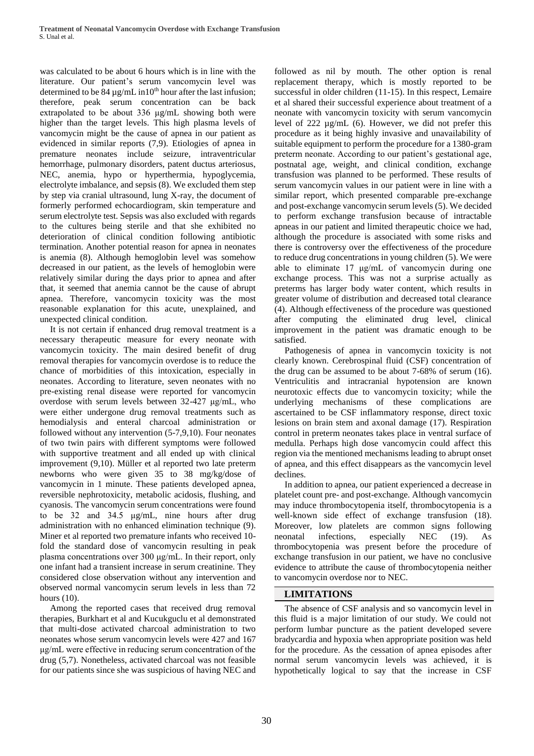was calculated to be about 6 hours which is in line with the literature. Our patient's serum vancomycin level was determined to be 84 µg/mL in10[th] hour after the last infusion; therefore, peak serum concentration can be back extrapolated to be about 336 µg/mL showing both were higher than the target levels. This high plasma levels of vancomycin might be the cause of apnea in our patient as evidenced in similar reports (7,9). Etiologies of apnea in premature neonates include seizure, intraventricular hemorrhage, pulmonary disorders, patent ductus arteriosus, NEC, anemia, hypo or hyperthermia, hypoglycemia, electrolyte imbalance, and sepsis (8). We excluded them step by step via cranial ultrasound, lung X-ray, the document of formerly performed echocardiogram, skin temperature and serum electrolyte test. Sepsis was also excluded with regards to the cultures being sterile and that she exhibited no deterioration of clinical condition following antibiotic termination. Another potential reason for apnea in neonates is anemia (8). Although hemoglobin level was somehow decreased in our patient, as the levels of hemoglobin were relatively similar during the days prior to apnea and after that, it seemed that anemia cannot be the cause of abrupt apnea. Therefore, vancomycin toxicity was the most reasonable explanation for this acute, unexplained, and unexpected clinical condition.

It is not certain if enhanced drug removal treatment is a necessary therapeutic measure for every neonate with vancomycin toxicity. The main desired benefit of drug removal therapies for vancomycin overdose is to reduce the chance of morbidities of this intoxication, especially in neonates. According to literature, seven neonates with no pre-existing renal disease were reported for vancomycin overdose with serum levels between 32-427 µg/mL, who were either undergone drug removal treatments such as hemodialysis and enteral charcoal administration or followed without any intervention (5-7,9,10). Four neonates of two twin pairs with different symptoms were followed with supportive treatment and all ended up with clinical improvement (9,10). Müller et al reported two late preterm newborns who were given 35 to 38 mg/kg/dose of vancomycin in 1 minute. These patients developed apnea, reversible nephrotoxicity, metabolic acidosis, flushing, and cyanosis. The vancomycin serum concentrations were found to be 32 and 34.5 µg/mL, nine hours after drug administration with no enhanced elimination technique (9). Miner et al reported two premature infants who received 10-fold the standard dose of vancomycin resulting in peak plasma concentrations over 300 µg/mL. In their report, only one infant had a transient increase in serum creatinine. They considered close observation without any intervention and observed normal vancomycin serum levels in less than 72 hours (10).

Among the reported cases that received drug removal therapies, Burkhart et al and Kucukguclu et al demonstrated that multi-dose activated charcoal administration to two neonates whose serum vancomycin levels were 427 and 167 µg/mL were effective in reducing serum concentration of the drug (5,7). Nonetheless, activated charcoal was not feasible for our patients since she was suspicious of having NEC and followed as nil by mouth. The other option is renal replacement therapy, which is mostly reported to be successful in older children (11-15). In this respect, Lemaire et al shared their successful experience about treatment of a neonate with vancomycin toxicity with serum vancomycin level of 222 µg/mL (6). However, we did not prefer this procedure as it being highly invasive and unavailability of suitable equipment to perform the procedure for a 1380-gram preterm neonate. According to our patient's gestational age, postnatal age, weight, and clinical condition, exchange transfusion was planned to be performed. These results of serum vancomycin values in our patient were in line with a similar report, which presented comparable pre-exchange and post-exchange vancomycin serum levels (5). We decided to perform exchange transfusion because of intractable apneas in our patient and limited therapeutic choice we had, although the procedure is associated with some risks and there is controversy over the effectiveness of the procedure to reduce drug concentrations in young children (5). We were able to eliminate 17 µg/mL of vancomycin during one exchange process. This was not a surprise actually as preterms has larger body water content, which results in greater volume of distribution and decreased total clearance (4). Although effectiveness of the procedure was questioned after computing the eliminated drug level, clinical improvement in the patient was dramatic enough to be satisfied.

Pathogenesis of apnea in vancomycin toxicity is not clearly known. Cerebrospinal fluid (CSF) concentration of the drug can be assumed to be about 7-68% of serum (16). Ventriculitis and intracranial hypotension are known neurotoxic effects due to vancomycin toxicity; while the underlying mechanisms of these complications are ascertained to be CSF inflammatory response, direct toxic lesions on brain stem and axonal damage (17). Respiration control in preterm neonates takes place in ventral surface of medulla. Perhaps high dose vancomycin could affect this region via the mentioned mechanisms leading to abrupt onset of apnea, and this effect disappears as the vancomycin level declines.

In addition to apnea, our patient experienced a decrease in platelet count pre- and post-exchange. Although vancomycin may induce thrombocytopenia itself, thrombocytopenia is a well-known side effect of exchange transfusion (18). Moreover, low platelets are common signs following neonatal infections, especially NEC (19). As thrombocytopenia was present before the procedure of exchange transfusion in our patient, we have no conclusive evidence to attribute the cause of thrombocytopenia neither to vancomycin overdose nor to NEC.

## LIMITATIONS

The absence of CSF analysis and so vancomycin level in this fluid is a major limitation of our study. We could not perform lumbar puncture as the patient developed severe bradycardia and hypoxia when appropriate position was held for the procedure. As the cessation of apnea episodes after normal serum vancomycin levels was achieved, it is hypothetically logical to say that the increase in CSF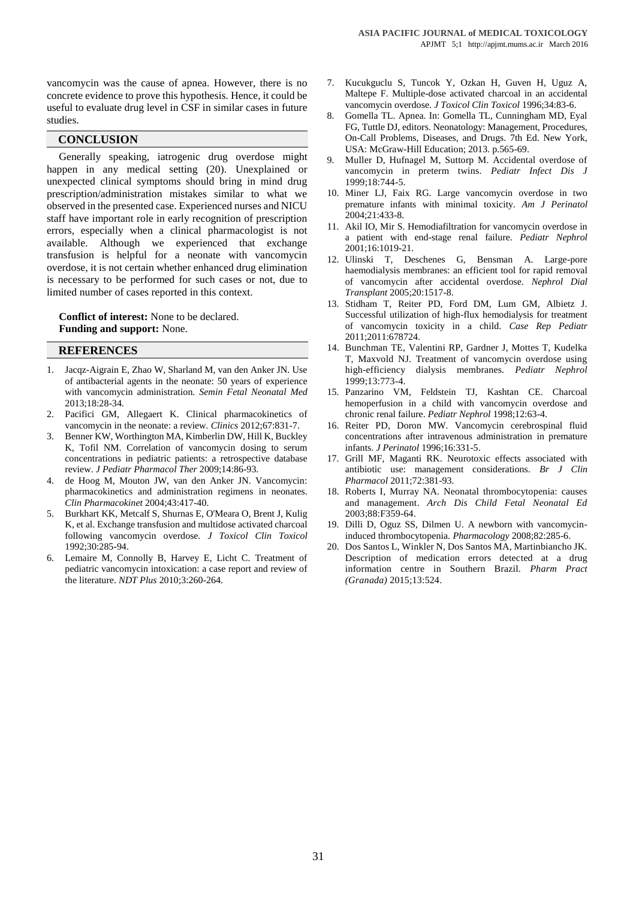vancomycin was the cause of apnea. However, there is no concrete evidence to prove this hypothesis. Hence, it could be useful to evaluate drug level in CSF in similar cases in future studies.

## CONCLUSION

Generally speaking, iatrogenic drug overdose might happen in any medical setting (20). Unexplained or unexpected clinical symptoms should bring in mind drug prescription/administration mistakes similar to what we observed in the presented case. Experienced nurses and NICU staff have important role in early recognition of prescription errors, especially when a clinical pharmacologist is not available. Although we experienced that exchange transfusion is helpful for a neonate with vancomycin overdose, it is not certain whether enhanced drug elimination is necessary to be performed for such cases or not, due to limited number of cases reported in this context.

**Conflict of interest:** None to be declared.
**Funding and support:** None.

## REFERENCES

1. Jacqz-Aigrain E, Zhao W, Sharland M, van den Anker JN. Use of antibacterial agents in the neonate: 50 years of experience with vancomycin administration. *Semin Fetal Neonatal Med* 2013;18:28-34.
2. Pacifici GM, Allegaert K. Clinical pharmacokinetics of vancomycin in the neonate: a review. *Clinics* 2012;67:831-7.
3. Benner KW, Worthington MA, Kimberlin DW, Hill K, Buckley K, Tofil NM. Correlation of vancomycin dosing to serum concentrations in pediatric patients: a retrospective database review. *J Pediatr Pharmacol Ther* 2009;14:86-93.
4. de Hoog M, Mouton JW, van den Anker JN. Vancomycin: pharmacokinetics and administration regimens in neonates. *Clin Pharmacokinet* 2004;43:417-40.
5. Burkhart KK, Metcalf S, Shurnas E, O'Meara O, Brent J, Kulig K, et al. Exchange transfusion and multidose activated charcoal following vancomycin overdose. *J Toxicol Clin Toxicol* 1992;30:285-94.
6. Lemaire M, Connolly B, Harvey E, Licht C. Treatment of pediatric vancomycin intoxication: a case report and review of the literature. *NDT Plus* 2010;3:260-264.
7. Kucukguclu S, Tuncok Y, Ozkan H, Guven H, Uguz A, Maltepe F. Multiple-dose activated charcoal in an accidental vancomycin overdose. *J Toxicol Clin Toxicol* 1996;34:83-6.
8. Gomella TL. Apnea. In: Gomella TL, Cunningham MD, Eyal FG, Tuttle DJ, editors. Neonatology: Management, Procedures, On-Call Problems, Diseases, and Drugs. 7th Ed. New York, USA: McGraw-Hill Education; 2013. p.565-69.
9. Muller D, Hufnagel M, Suttorp M. Accidental overdose of vancomycin in preterm twins. *Pediatr Infect Dis J* 1999;18:744-5.
10. Miner LJ, Faix RG. Large vancomycin overdose in two premature infants with minimal toxicity. *Am J Perinatol* 2004;21:433-8.
11. Akil IO, Mir S. Hemodiafiltration for vancomycin overdose in a patient with end-stage renal failure. *Pediatr Nephrol* 2001;16:1019-21.
12. Ulinski T, Deschenes G, Bensman A. Large-pore haemodialysis membranes: an efficient tool for rapid removal of vancomycin after accidental overdose. *Nephrol Dial Transplant* 2005;20:1517-8.
13. Stidham T, Reiter PD, Ford DM, Lum GM, Albietz J. Successful utilization of high-flux hemodialysis for treatment of vancomycin toxicity in a child. *Case Rep Pediatr* 2011;2011:678724.
14. Bunchman TE, Valentini RP, Gardner J, Mottes T, Kudelka T, Maxvold NJ. Treatment of vancomycin overdose using high-efficiency dialysis membranes. *Pediatr Nephrol* 1999;13:773-4.
15. Panzarino VM, Feldstein TJ, Kashtan CE. Charcoal hemoperfusion in a child with vancomycin overdose and chronic renal failure. *Pediatr Nephrol* 1998;12:63-4.
16. Reiter PD, Doron MW. Vancomycin cerebrospinal fluid concentrations after intravenous administration in premature infants. *J Perinatol* 1996;16:331-5.
17. Grill MF, Maganti RK. Neurotoxic effects associated with antibiotic use: management considerations. *Br J Clin Pharmacol* 2011;72:381-93.
18. Roberts I, Murray NA. Neonatal thrombocytopenia: causes and management. *Arch Dis Child Fetal Neonatal Ed* 2003;88:F359-64.
19. Dilli D, Oguz SS, Dilmen U. A newborn with vancomycin-induced thrombocytopenia. *Pharmacology* 2008;82:285-6.
20. Dos Santos L, Winkler N, Dos Santos MA, Martinbiancho JK. Description of medication errors detected at a drug information centre in Southern Brazil. *Pharm Pract (Granada)* 2015;13:524.